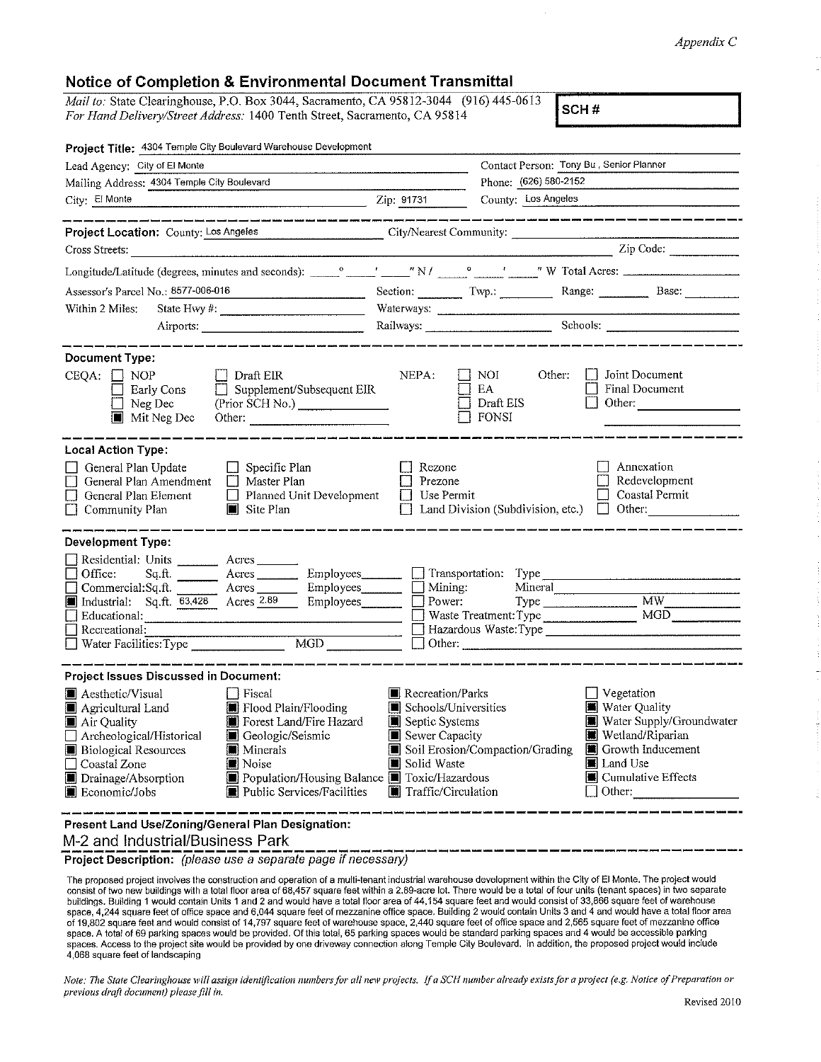Appendix C

# Notice of Completion & Environmental Document Transmittal

*Mail to:* State Clearinghouse, P.O. Box 3044, Sacramento, CA 95812-3044 (916) 445-0613
*For Hand Delivery/Street Address:* 1400 Tenth Street, Sacramento, CA 95814

**SCH #**

**Project Title:** 4304 Temple City Boulevard Warehouse Development

Lead Agency: City of El Monte
Contact Person: Tony Bu , Senior Planner
Mailing Address: 4304 Temple City Boulevard
Phone: (626) 580-2152
City: El Monte
Zip: 91731
County: Los Angeles

---

**Project Location:** County: Los Angeles
City/Nearest Community:
Cross Streets:
Zip Code:
Longitude/Latitude (degrees, minutes and seconds): ___° ___' ___" N / ___° ___' ___" W Total Acres:
Assessor's Parcel No.: 8577-006-016
Section: Twp.: Range: Base:
Within 2 Miles: State Hwy #:
Waterways:
Airports:
Railways:
Schools:

---

**Document Type:**

CEQA:
- ☐ NOP
- ☐ Early Cons
- ☐ Neg Dec
- ■ Mit Neg Dec
- ☐ Draft EIR
- ☐ Supplement/Subsequent EIR (Prior SCH No.)
- Other:

NEPA:
- ☐ NOI
- ☐ EA
- ☐ Draft EIS
- ☐ FONSI

Other:
- ☐ Joint Document
- ☐ Final Document
- ☐ Other:

---

**Local Action Type:**

- ☐ General Plan Update
- ☐ General Plan Amendment
- ☐ General Plan Element
- ☐ Community Plan
- ☐ Specific Plan
- ☐ Master Plan
- ☐ Planned Unit Development
- ■ Site Plan
- ☐ Rezone
- ☐ Prezone
- ☐ Use Permit
- ☐ Land Division (Subdivision, etc.)
- ☐ Annexation
- ☐ Redevelopment
- ☐ Coastal Permit
- ☐ Other:

---

**Development Type:**

- ☐ Residential: Units ___ Acres ___
- ☐ Office: Sq.ft. ___ Acres ___ Employees ___
- ☐ Commercial: Sq.ft. ___ Acres ___ Employees ___
- ■ Industrial: Sq.ft. 63,428 Acres 2.89 Employees ___
- ☐ Educational:
- ☐ Recreational:
- ☐ Water Facilities: Type ___ MGD ___
- ☐ Transportation: Type
- ☐ Mining: Mineral
- ☐ Power: Type ___ MW
- ☐ Waste Treatment: Type ___ MGD
- ☐ Hazardous Waste: Type
- ☐ Other:

---

**Project Issues Discussed in Document:**

- ■ Aesthetic/Visual
- ■ Agricultural Land
- ■ Air Quality
- ☐ Archeological/Historical
- ■ Biological Resources
- ☐ Coastal Zone
- ■ Drainage/Absorption
- ■ Economic/Jobs
- ☐ Fiscal
- ■ Flood Plain/Flooding
- ■ Forest Land/Fire Hazard
- ■ Geologic/Seismic
- ■ Minerals
- ■ Noise
- ■ Population/Housing Balance
- ■ Public Services/Facilities
- ■ Recreation/Parks
- ■ Schools/Universities
- ■ Septic Systems
- ■ Sewer Capacity
- ■ Soil Erosion/Compaction/Grading
- ■ Solid Waste
- ■ Toxic/Hazardous
- ■ Traffic/Circulation
- ☐ Vegetation
- ■ Water Quality
- ■ Water Supply/Groundwater
- ■ Wetland/Riparian
- ■ Growth Inducement
- ■ Land Use
- ■ Cumulative Effects
- ☐ Other:

---

**Present Land Use/Zoning/General Plan Designation:**

M-2 and Industrial/Business Park

**Project Description:** *(please use a separate page if necessary)*

The proposed project involves the construction and operation of a multi-tenant industrial warehouse development within the City of El Monte. The project would consist of two new buildings with a total floor area of 68,457 square feet within a 2.89-acre lot. There would be a total of four units (tenant spaces) in two separate buildings. Building 1 would contain Units 1 and 2 and would have a total floor area of 44,154 square feet and would consist of 33,866 square feet of warehouse space, 4,244 square feet of office space and 6,044 square feet of mezzanine office space. Building 2 would contain Units 3 and 4 and would have a total floor area of 19,802 square feet and would consist of 14,797 square feet of warehouse space, 2,440 square feet of office space and 2,565 square feet of mezzanine office space. A total of 69 parking spaces would be provided. Of this total, 65 parking spaces would be standard parking spaces and 4 would be accessible parking spaces. Access to the project site would be provided by one driveway connection along Temple City Boulevard. In addition, the proposed project would include 4,068 square feet of landscaping

*Note: The State Clearinghouse will assign identification numbers for all new projects. If a SCH number already exists for a project (e.g. Notice of Preparation or previous draft document) please fill in.*

Revised 2010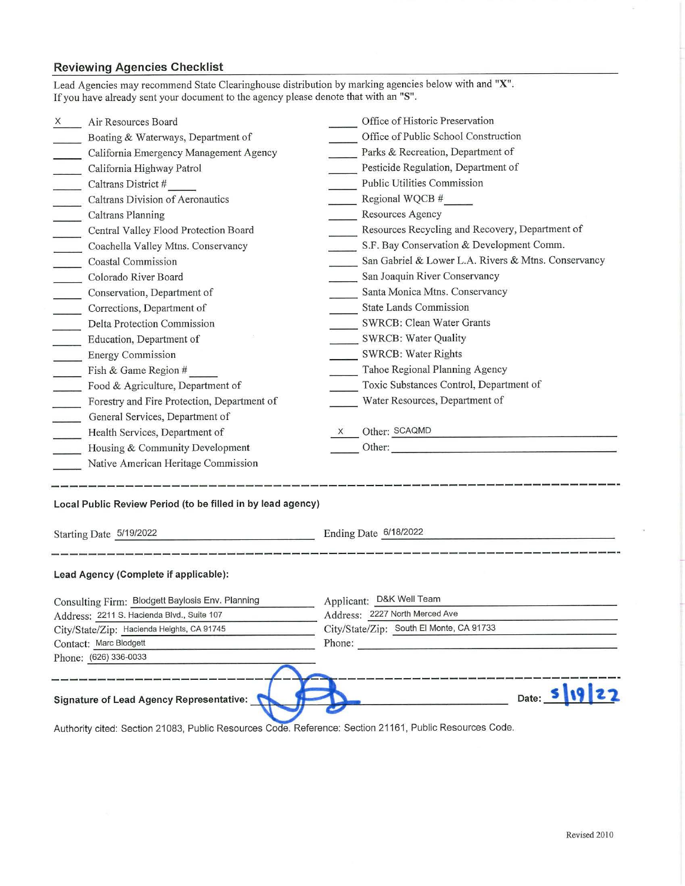## Reviewing Agencies Checklist

Lead Agencies may recommend State Clearinghouse distribution by marking agencies below with and "X".
If you have already sent your document to the agency please denote that with an "S".

- X Air Resources Board
- ___ Boating & Waterways, Department of
- ___ California Emergency Management Agency
- ___ California Highway Patrol
- ___ Caltrans District # ___
- ___ Caltrans Division of Aeronautics
- ___ Caltrans Planning
- ___ Central Valley Flood Protection Board
- ___ Coachella Valley Mtns. Conservancy
- ___ Coastal Commission
- ___ Colorado River Board
- ___ Conservation, Department of
- ___ Corrections, Department of
- ___ Delta Protection Commission
- ___ Education, Department of
- ___ Energy Commission
- ___ Fish & Game Region # ___
- ___ Food & Agriculture, Department of
- ___ Forestry and Fire Protection, Department of
- ___ General Services, Department of
- ___ Health Services, Department of
- ___ Housing & Community Development
- ___ Native American Heritage Commission
- ___ Office of Historic Preservation
- ___ Office of Public School Construction
- ___ Parks & Recreation, Department of
- ___ Pesticide Regulation, Department of
- ___ Public Utilities Commission
- ___ Regional WQCB # ___
- ___ Resources Agency
- ___ Resources Recycling and Recovery, Department of
- ___ S.F. Bay Conservation & Development Comm.
- ___ San Gabriel & Lower L.A. Rivers & Mtns. Conservancy
- ___ San Joaquin River Conservancy
- ___ Santa Monica Mtns. Conservancy
- ___ State Lands Commission
- ___ SWRCB: Clean Water Grants
- ___ SWRCB: Water Quality
- ___ SWRCB: Water Rights
- ___ Tahoe Regional Planning Agency
- ___ Toxic Substances Control, Department of
- ___ Water Resources, Department of
- X Other: SCAQMD
- ___ Other: ___

**Local Public Review Period (to be filled in by lead agency)**

Starting Date 5/19/2022 Ending Date 6/18/2022

**Lead Agency (Complete if applicable):**

| | |
|---|---|
| Consulting Firm: Blodgett Baylosis Env. Planning | Applicant: D&K Well Team |
| Address: 2211 S. Hacienda Blvd., Suite 107 | Address: 2227 North Merced Ave |
| City/State/Zip: Hacienda Heights, CA 91745 | City/State/Zip: South El Monte, CA 91733 |
| Contact: Marc Blodgett | Phone: |
| Phone: (626) 336-0033 | |

**Signature of Lead Agency Representative:** [signature] **Date:** 5/19/22

Authority cited: Section 21083, Public Resources Code. Reference: Section 21161, Public Resources Code.

Revised 2010